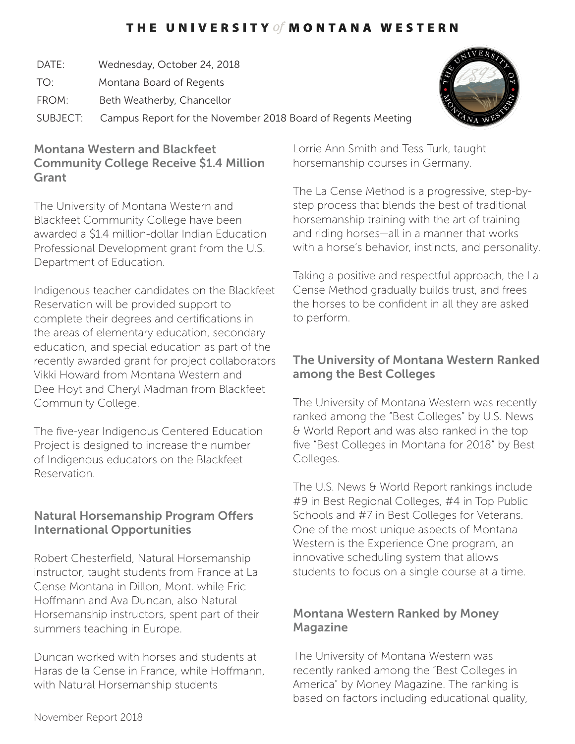# THE UNIVERSITY *of* MONTANA WESTERN

DATE: Wednesday, October 24, 2018

TO: Montana Board of Regents

FROM: Beth Weatherby, Chancellor

SUBJECT: Campus Report for the November 2018 Board of Regents Meeting

## Montana Western and Blackfeet Community College Receive $1.4 Million Grant

The University of Montana Western and Blackfeet Community College have been awarded a $1.4 million-dollar Indian Education Professional Development grant from the U.S. Department of Education.

Indigenous teacher candidates on the Blackfeet Reservation will be provided support to complete their degrees and certifications in the areas of elementary education, secondary education, and special education as part of the recently awarded grant for project collaborators Vikki Howard from Montana Western and Dee Hoyt and Cheryl Madman from Blackfeet Community College.

The five-year Indigenous Centered Education Project is designed to increase the number of Indigenous educators on the Blackfeet Reservation.

## Natural Horsemanship Program Offers International Opportunities

Robert Chesterfield, Natural Horsemanship instructor, taught students from France at La Cense Montana in Dillon, Mont. while Eric Hoffmann and Ava Duncan, also Natural Horsemanship instructors, spent part of their summers teaching in Europe.

Duncan worked with horses and students at Haras de la Cense in France, while Hoffmann, with Natural Horsemanship students Lorrie Ann Smith and Tess Turk, taught horsemanship courses in Germany.

The La Cense Method is a progressive, step-by-step process that blends the best of traditional horsemanship training with the art of training and riding horses—all in a manner that works with a horse's behavior, instincts, and personality.

Taking a positive and respectful approach, the La Cense Method gradually builds trust, and frees the horses to be confident in all they are asked to perform.

## The University of Montana Western Ranked among the Best Colleges

The University of Montana Western was recently ranked among the "Best Colleges" by U.S. News & World Report and was also ranked in the top five "Best Colleges in Montana for 2018" by Best Colleges.

The U.S. News & World Report rankings include #9 in Best Regional Colleges, #4 in Top Public Schools and #7 in Best Colleges for Veterans. One of the most unique aspects of Montana Western is the Experience One program, an innovative scheduling system that allows students to focus on a single course at a time.

## Montana Western Ranked by Money Magazine

The University of Montana Western was recently ranked among the "Best Colleges in America" by Money Magazine. The ranking is based on factors including educational quality,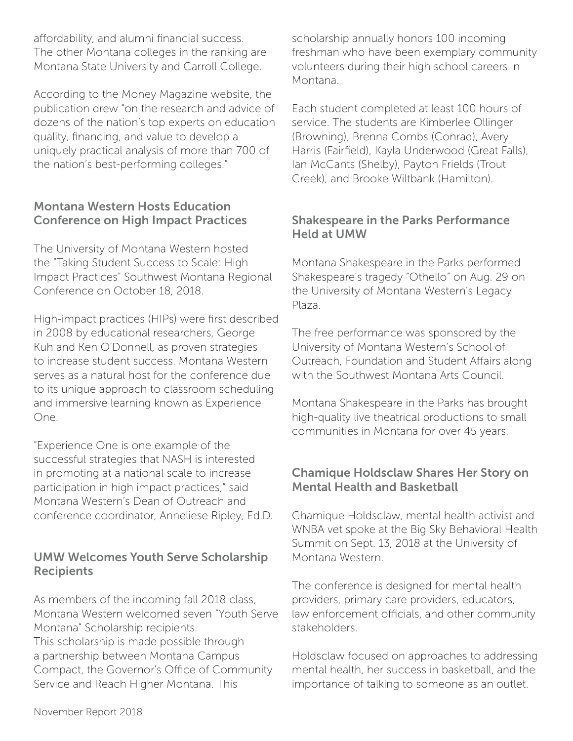affordability, and alumni financial success. The other Montana colleges in the ranking are Montana State University and Carroll College.

According to the Money Magazine website, the publication drew "on the research and advice of dozens of the nation's top experts on education quality, financing, and value to develop a uniquely practical analysis of more than 700 of the nation's best-performing colleges."

## Montana Western Hosts Education Conference on High Impact Practices

The University of Montana Western hosted the "Taking Student Success to Scale: High Impact Practices" Southwest Montana Regional Conference on October 18, 2018.

High-impact practices (HIPs) were first described in 2008 by educational researchers, George Kuh and Ken O'Donnell, as proven strategies to increase student success. Montana Western serves as a natural host for the conference due to its unique approach to classroom scheduling and immersive learning known as Experience One.

"Experience One is one example of the successful strategies that NASH is interested in promoting at a national scale to increase participation in high impact practices," said Montana Western's Dean of Outreach and conference coordinator, Anneliese Ripley, Ed.D.

## UMW Welcomes Youth Serve Scholarship Recipients

As members of the incoming fall 2018 class, Montana Western welcomed seven "Youth Serve Montana" Scholarship recipients.
This scholarship is made possible through a partnership between Montana Campus Compact, the Governor's Office of Community Service and Reach Higher Montana. This scholarship annually honors 100 incoming freshman who have been exemplary community volunteers during their high school careers in Montana.

Each student completed at least 100 hours of service. The students are Kimberlee Ollinger (Browning), Brenna Combs (Conrad), Avery Harris (Fairfield), Kayla Underwood (Great Falls), Ian McCants (Shelby), Payton Frields (Trout Creek), and Brooke Wiltbank (Hamilton).

## Shakespeare in the Parks Performance Held at UMW

Montana Shakespeare in the Parks performed Shakespeare's tragedy "Othello" on Aug. 29 on the University of Montana Western's Legacy Plaza.

The free performance was sponsored by the University of Montana Western's School of Outreach, Foundation and Student Affairs along with the Southwest Montana Arts Council.

Montana Shakespeare in the Parks has brought high-quality live theatrical productions to small communities in Montana for over 45 years.

## Chamique Holdsclaw Shares Her Story on Mental Health and Basketball

Chamique Holdsclaw, mental health activist and WNBA vet spoke at the Big Sky Behavioral Health Summit on Sept. 13, 2018 at the University of Montana Western.

The conference is designed for mental health providers, primary care providers, educators, law enforcement officials, and other community stakeholders.

Holdsclaw focused on approaches to addressing mental health, her success in basketball, and the importance of talking to someone as an outlet.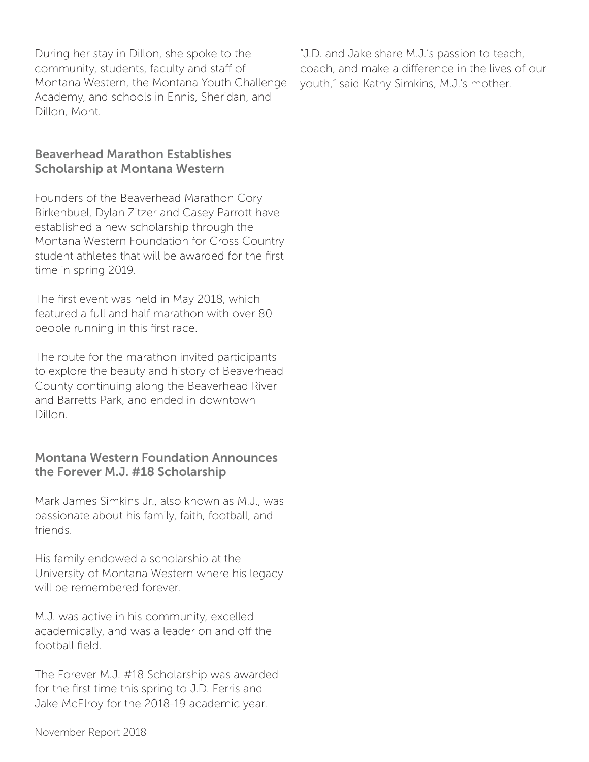During her stay in Dillon, she spoke to the community, students, faculty and staff of Montana Western, the Montana Youth Challenge Academy, and schools in Ennis, Sheridan, and Dillon, Mont.

## Beaverhead Marathon Establishes Scholarship at Montana Western

Founders of the Beaverhead Marathon Cory Birkenbuel, Dylan Zitzer and Casey Parrott have established a new scholarship through the Montana Western Foundation for Cross Country student athletes that will be awarded for the first time in spring 2019.

The first event was held in May 2018, which featured a full and half marathon with over 80 people running in this first race.

The route for the marathon invited participants to explore the beauty and history of Beaverhead County continuing along the Beaverhead River and Barretts Park, and ended in downtown Dillon.

## Montana Western Foundation Announces the Forever M.J. #18 Scholarship

Mark James Simkins Jr., also known as M.J., was passionate about his family, faith, football, and friends.

His family endowed a scholarship at the University of Montana Western where his legacy will be remembered forever.

M.J. was active in his community, excelled academically, and was a leader on and off the football field.

The Forever M.J. #18 Scholarship was awarded for the first time this spring to J.D. Ferris and Jake McElroy for the 2018-19 academic year.

"J.D. and Jake share M.J.'s passion to teach, coach, and make a difference in the lives of our youth," said Kathy Simkins, M.J.'s mother.